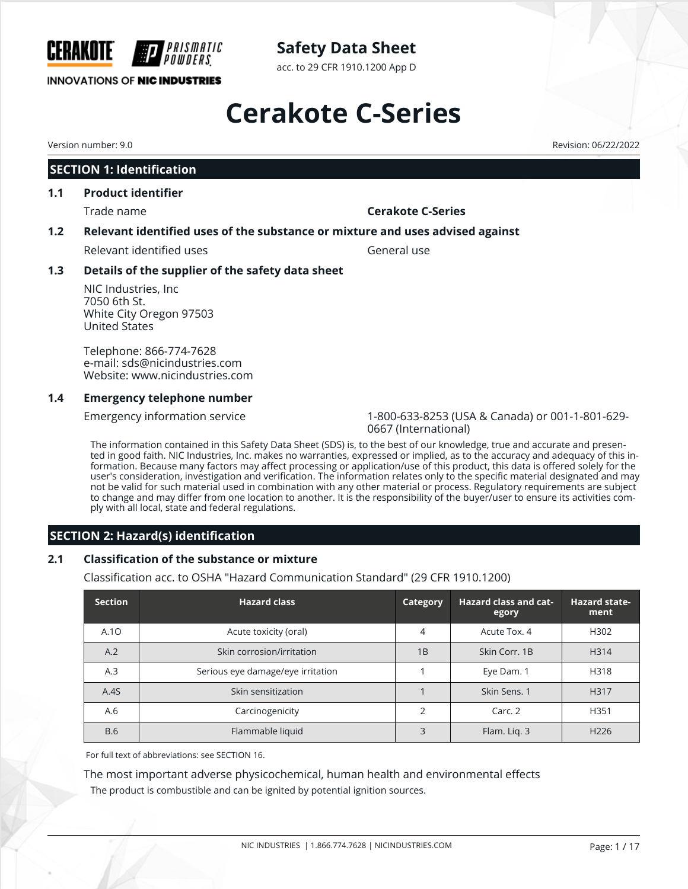CERAKOTE PRISMATIC POWDERS

INNOVATIONS OF NIC INDUSTRIES

**Safety Data Sheet**

acc. to 29 CFR 1910.1200 App D

# Cerakote C-Series

Version number: 9.0

Revision: 06/22/2022

## SECTION 1: Identification

### 1.1 Product identifier

Trade name **Cerakote C-Series**

### 1.2 Relevant identified uses of the substance or mixture and uses advised against

Relevant identified uses General use

### 1.3 Details of the supplier of the safety data sheet

NIC Industries, Inc
7050 6th St.
White City Oregon 97503
United States

Telephone: 866-774-7628
e-mail: sds@nicindustries.com
Website: www.nicindustries.com

### 1.4 Emergency telephone number

Emergency information service 1-800-633-8253 (USA & Canada) or 001-1-801-629-0667 (International)

The information contained in this Safety Data Sheet (SDS) is, to the best of our knowledge, true and accurate and presented in good faith. NIC Industries, Inc. makes no warranties, expressed or implied, as to the accuracy and adequacy of this information. Because many factors may affect processing or application/use of this product, this data is offered solely for the user's consideration, investigation and verification. The information relates only to the specific material designated and may not be valid for such material used in combination with any other material or process. Regulatory requirements are subject to change and may differ from one location to another. It is the responsibility of the buyer/user to ensure its activities comply with all local, state and federal regulations.

## SECTION 2: Hazard(s) identification

### 2.1 Classification of the substance or mixture

Classification acc. to OSHA "Hazard Communication Standard" (29 CFR 1910.1200)

| Section | Hazard class | Category | Hazard class and category | Hazard statement |
|---|---|---|---|---|
| A.1O | Acute toxicity (oral) | 4 | Acute Tox. 4 | H302 |
| A.2 | Skin corrosion/irritation | 1B | Skin Corr. 1B | H314 |
| A.3 | Serious eye damage/eye irritation | 1 | Eye Dam. 1 | H318 |
| A.4S | Skin sensitization | 1 | Skin Sens. 1 | H317 |
| A.6 | Carcinogenicity | 2 | Carc. 2 | H351 |
| B.6 | Flammable liquid | 3 | Flam. Liq. 3 | H226 |

For full text of abbreviations: see SECTION 16.

The most important adverse physicochemical, human health and environmental effects

The product is combustible and can be ignited by potential ignition sources.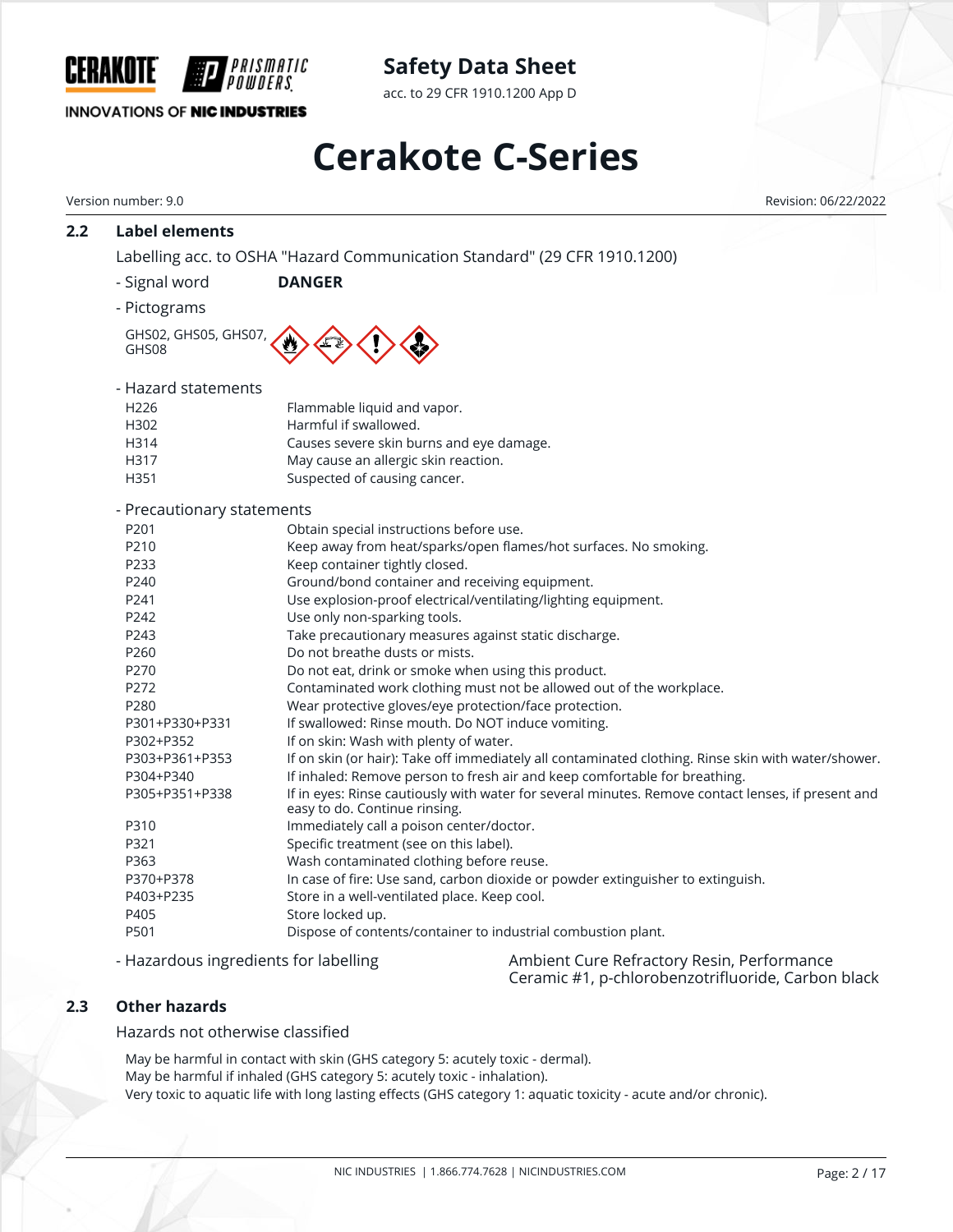## 2.2 Label elements

Labelling acc. to OSHA "Hazard Communication Standard" (29 CFR 1910.1200)

- Signal word **DANGER**

- Pictograms

GHS02, GHS05, GHS07, GHS08

- Hazard statements

| | |
|---|---|
| H226 | Flammable liquid and vapor. |
| H302 | Harmful if swallowed. |
| H314 | Causes severe skin burns and eye damage. |
| H317 | May cause an allergic skin reaction. |
| H351 | Suspected of causing cancer. |

- Precautionary statements

| | |
|---|---|
| P201 | Obtain special instructions before use. |
| P210 | Keep away from heat/sparks/open flames/hot surfaces. No smoking. |
| P233 | Keep container tightly closed. |
| P240 | Ground/bond container and receiving equipment. |
| P241 | Use explosion-proof electrical/ventilating/lighting equipment. |
| P242 | Use only non-sparking tools. |
| P243 | Take precautionary measures against static discharge. |
| P260 | Do not breathe dusts or mists. |
| P270 | Do not eat, drink or smoke when using this product. |
| P272 | Contaminated work clothing must not be allowed out of the workplace. |
| P280 | Wear protective gloves/eye protection/face protection. |
| P301+P330+P331 | If swallowed: Rinse mouth. Do NOT induce vomiting. |
| P302+P352 | If on skin: Wash with plenty of water. |
| P303+P361+P353 | If on skin (or hair): Take off immediately all contaminated clothing. Rinse skin with water/shower. |
| P304+P340 | If inhaled: Remove person to fresh air and keep comfortable for breathing. |
| P305+P351+P338 | If in eyes: Rinse cautiously with water for several minutes. Remove contact lenses, if present and easy to do. Continue rinsing. |
| P310 | Immediately call a poison center/doctor. |
| P321 | Specific treatment (see on this label). |
| P363 | Wash contaminated clothing before reuse. |
| P370+P378 | In case of fire: Use sand, carbon dioxide or powder extinguisher to extinguish. |
| P403+P235 | Store in a well-ventilated place. Keep cool. |
| P405 | Store locked up. |
| P501 | Dispose of contents/container to industrial combustion plant. |

- Hazardous ingredients for labelling: Ambient Cure Refractory Resin, Performance Ceramic #1, p-chlorobenzotrifluoride, Carbon black

## 2.3 Other hazards

Hazards not otherwise classified

May be harmful in contact with skin (GHS category 5: acutely toxic - dermal).
May be harmful if inhaled (GHS category 5: acutely toxic - inhalation).
Very toxic to aquatic life with long lasting effects (GHS category 1: aquatic toxicity - acute and/or chronic).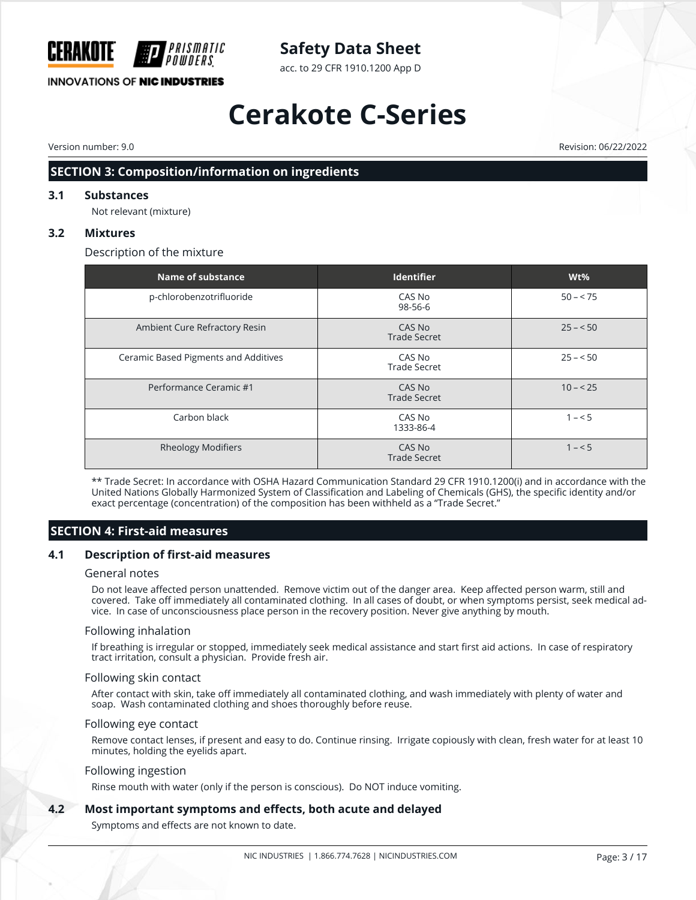## SECTION 3: Composition/information on ingredients

### 3.1 Substances

Not relevant (mixture)

### 3.2 Mixtures

Description of the mixture

| Name of substance | Identifier | Wt% |
|---|---|---|
| p-chlorobenzotrifluoride | CAS No 98-56-6 | 50 – < 75 |
| Ambient Cure Refractory Resin | CAS No Trade Secret | 25 – < 50 |
| Ceramic Based Pigments and Additives | CAS No Trade Secret | 25 – < 50 |
| Performance Ceramic #1 | CAS No Trade Secret | 10 – < 25 |
| Carbon black | CAS No 1333-86-4 | 1 – < 5 |
| Rheology Modifiers | CAS No Trade Secret | 1 – < 5 |

** Trade Secret: In accordance with OSHA Hazard Communication Standard 29 CFR 1910.1200(i) and in accordance with the United Nations Globally Harmonized System of Classification and Labeling of Chemicals (GHS), the specific identity and/or exact percentage (concentration) of the composition has been withheld as a "Trade Secret."

## SECTION 4: First-aid measures

### 4.1 Description of first-aid measures

General notes

Do not leave affected person unattended. Remove victim out of the danger area. Keep affected person warm, still and covered. Take off immediately all contaminated clothing. In all cases of doubt, or when symptoms persist, seek medical advice. In case of unconsciousness place person in the recovery position. Never give anything by mouth.

Following inhalation

If breathing is irregular or stopped, immediately seek medical assistance and start first aid actions. In case of respiratory tract irritation, consult a physician. Provide fresh air.

Following skin contact

After contact with skin, take off immediately all contaminated clothing, and wash immediately with plenty of water and soap. Wash contaminated clothing and shoes thoroughly before reuse.

Following eye contact

Remove contact lenses, if present and easy to do. Continue rinsing. Irrigate copiously with clean, fresh water for at least 10 minutes, holding the eyelids apart.

Following ingestion

Rinse mouth with water (only if the person is conscious). Do NOT induce vomiting.

### 4.2 Most important symptoms and effects, both acute and delayed

Symptoms and effects are not known to date.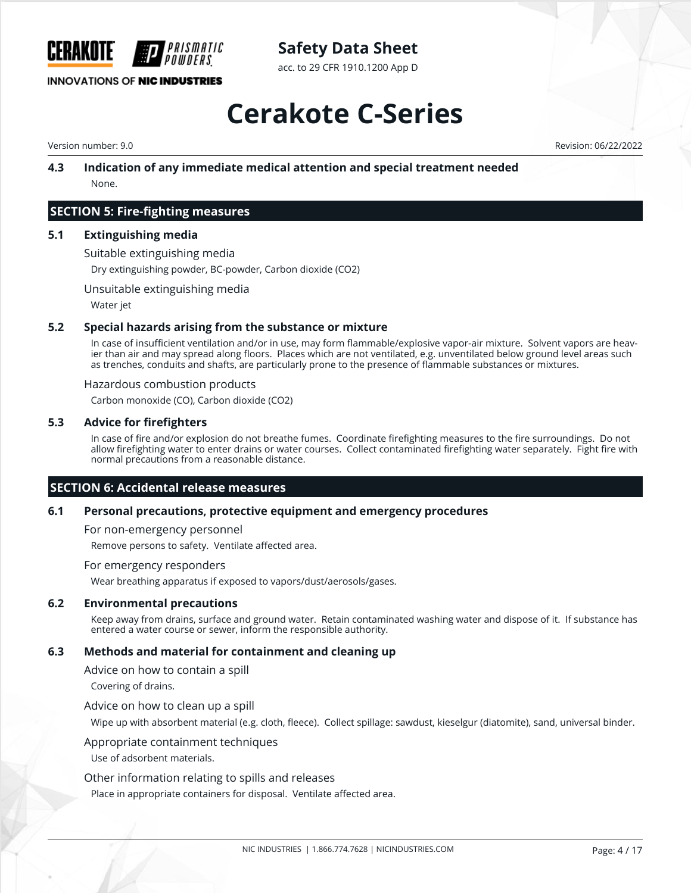### 4.3 Indication of any immediate medical attention and special treatment needed

None.

## SECTION 5: Fire-fighting measures

### 5.1 Extinguishing media

Suitable extinguishing media

Dry extinguishing powder, BC-powder, Carbon dioxide ($CO_2$)

Unsuitable extinguishing media

Water jet

### 5.2 Special hazards arising from the substance or mixture

In case of insufficient ventilation and/or in use, may form flammable/explosive vapor-air mixture. Solvent vapors are heavier than air and may spread along floors. Places which are not ventilated, e.g. unventilated below ground level areas such as trenches, conduits and shafts, are particularly prone to the presence of flammable substances or mixtures.

Hazardous combustion products

Carbon monoxide (CO), Carbon dioxide ($CO_2$)

### 5.3 Advice for firefighters

In case of fire and/or explosion do not breathe fumes. Coordinate firefighting measures to the fire surroundings. Do not allow firefighting water to enter drains or water courses. Collect contaminated firefighting water separately. Fight fire with normal precautions from a reasonable distance.

## SECTION 6: Accidental release measures

### 6.1 Personal precautions, protective equipment and emergency procedures

For non-emergency personnel

Remove persons to safety. Ventilate affected area.

For emergency responders

Wear breathing apparatus if exposed to vapors/dust/aerosols/gases.

### 6.2 Environmental precautions

Keep away from drains, surface and ground water. Retain contaminated washing water and dispose of it. If substance has entered a water course or sewer, inform the responsible authority.

### 6.3 Methods and material for containment and cleaning up

Advice on how to contain a spill

Covering of drains.

Advice on how to clean up a spill

Wipe up with absorbent material (e.g. cloth, fleece). Collect spillage: sawdust, kieselgur (diatomite), sand, universal binder.

Appropriate containment techniques

Use of adsorbent materials.

Other information relating to spills and releases

Place in appropriate containers for disposal. Ventilate affected area.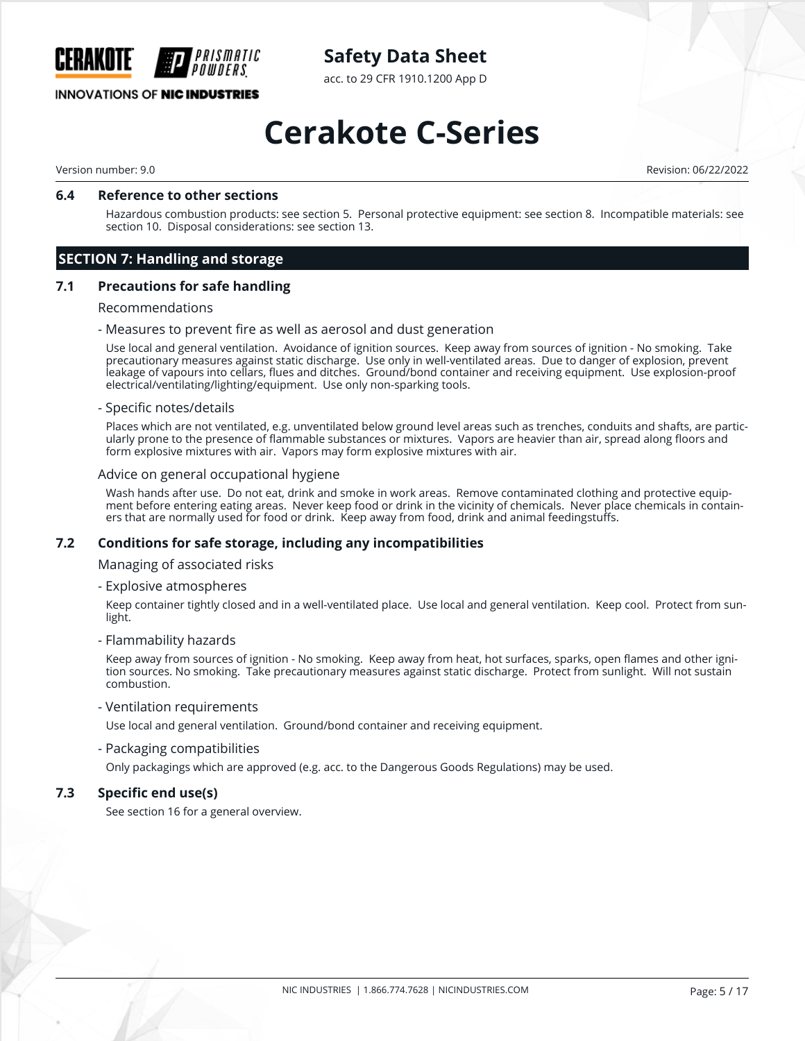### 6.4 Reference to other sections

Hazardous combustion products: see section 5. Personal protective equipment: see section 8. Incompatible materials: see section 10. Disposal considerations: see section 13.

## SECTION 7: Handling and storage

### 7.1 Precautions for safe handling

Recommendations

- Measures to prevent fire as well as aerosol and dust generation

Use local and general ventilation. Avoidance of ignition sources. Keep away from sources of ignition - No smoking. Take precautionary measures against static discharge. Use only in well-ventilated areas. Due to danger of explosion, prevent leakage of vapours into cellars, flues and ditches. Ground/bond container and receiving equipment. Use explosion-proof electrical/ventilating/lighting/equipment. Use only non-sparking tools.

- Specific notes/details

Places which are not ventilated, e.g. unventilated below ground level areas such as trenches, conduits and shafts, are particularly prone to the presence of flammable substances or mixtures. Vapors are heavier than air, spread along floors and form explosive mixtures with air. Vapors may form explosive mixtures with air.

Advice on general occupational hygiene

Wash hands after use. Do not eat, drink and smoke in work areas. Remove contaminated clothing and protective equipment before entering eating areas. Never keep food or drink in the vicinity of chemicals. Never place chemicals in containers that are normally used for food or drink. Keep away from food, drink and animal feedingstuffs.

### 7.2 Conditions for safe storage, including any incompatibilities

Managing of associated risks

- Explosive atmospheres

Keep container tightly closed and in a well-ventilated place. Use local and general ventilation. Keep cool. Protect from sunlight.

- Flammability hazards

Keep away from sources of ignition - No smoking. Keep away from heat, hot surfaces, sparks, open flames and other ignition sources. No smoking. Take precautionary measures against static discharge. Protect from sunlight. Will not sustain combustion.

- Ventilation requirements

Use local and general ventilation. Ground/bond container and receiving equipment.

- Packaging compatibilities

Only packagings which are approved (e.g. acc. to the Dangerous Goods Regulations) may be used.

### 7.3 Specific end use(s)

See section 16 for a general overview.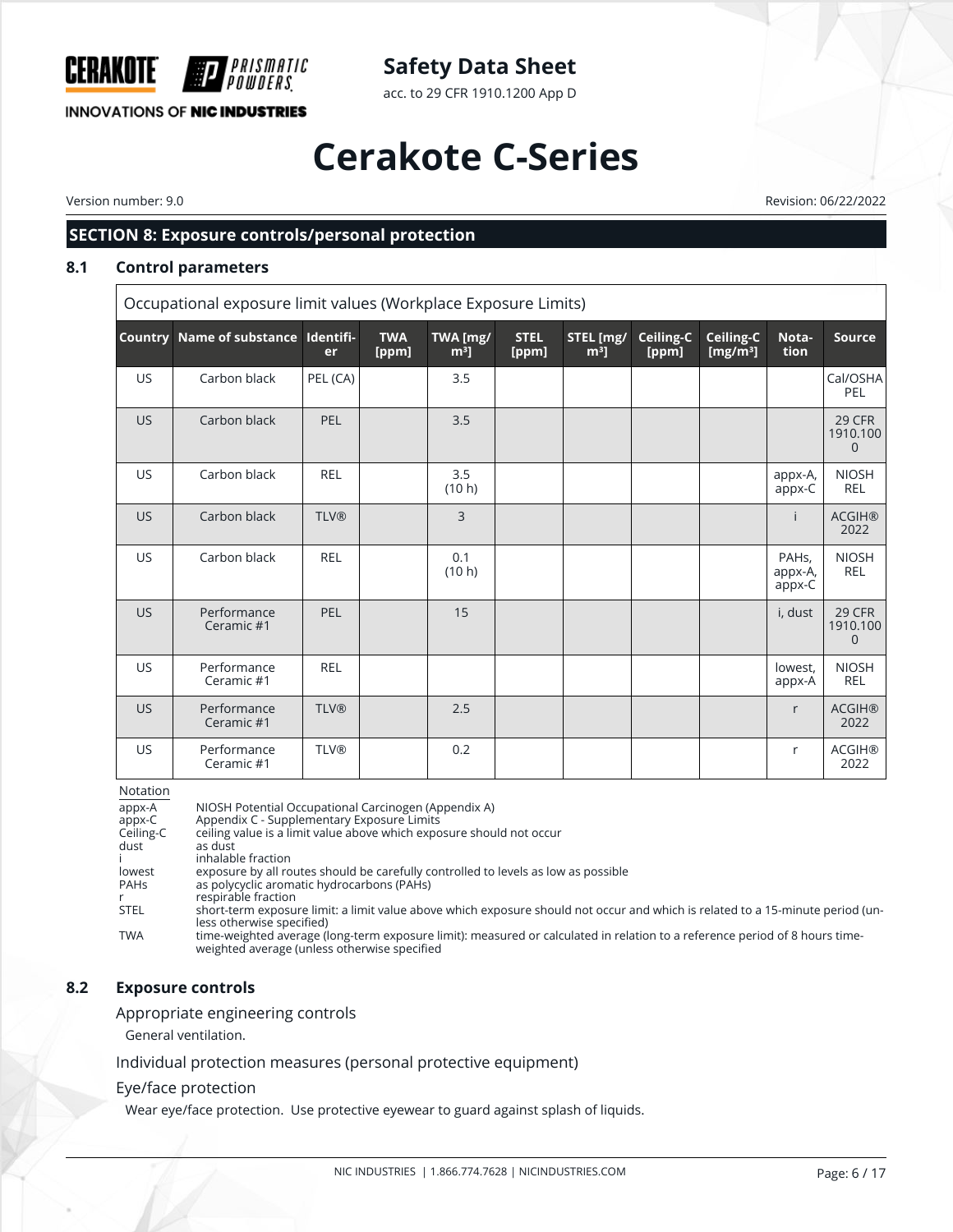## SECTION 8: Exposure controls/personal protection

### 8.1 Control parameters

Occupational exposure limit values (Workplace Exposure Limits)

| Country | Name of substance | Identifier | TWA [ppm] | TWA [mg/m³] | STEL [ppm] | STEL [mg/m³] | Ceiling-C [ppm] | Ceiling-C [mg/m³] | Notation | Source |
|---|---|---|---|---|---|---|---|---|---|---|
| US | Carbon black | PEL (CA) | | 3.5 | | | | | | Cal/OSHA PEL |
| US | Carbon black | PEL | | 3.5 | | | | | | 29 CFR 1910.1000 |
| US | Carbon black | REL | | 3.5 (10 h) | | | | | appx-A, appx-C | NIOSH REL |
| US | Carbon black | TLV® | | 3 | | | | | i | ACGIH® 2022 |
| US | Carbon black | REL | | 0.1 (10 h) | | | | | PAHs, appx-A, appx-C | NIOSH REL |
| US | Performance Ceramic #1 | PEL | | 15 | | | | | i, dust | 29 CFR 1910.1000 |
| US | Performance Ceramic #1 | REL | | | | | | | lowest, appx-A | NIOSH REL |
| US | Performance Ceramic #1 | TLV® | | 2.5 | | | | | r | ACGIH® 2022 |
| US | Performance Ceramic #1 | TLV® | | 0.2 | | | | | r | ACGIH® 2022 |

Notation

- appx-A: NIOSH Potential Occupational Carcinogen (Appendix A)
- appx-C: Appendix C - Supplementary Exposure Limits
- Ceiling-C: ceiling value is a limit value above which exposure should not occur
- dust: as dust
- i: inhalable fraction
- lowest: exposure by all routes should be carefully controlled to levels as low as possible
- PAHs: as polycyclic aromatic hydrocarbons (PAHs)
- r: respirable fraction
- STEL: short-term exposure limit: a limit value above which exposure should not occur and which is related to a 15-minute period (unless otherwise specified)
- TWA: time-weighted average (long-term exposure limit): measured or calculated in relation to a reference period of 8 hours time-weighted average (unless otherwise specified

### 8.2 Exposure controls

Appropriate engineering controls

General ventilation.

Individual protection measures (personal protective equipment)

Eye/face protection

Wear eye/face protection. Use protective eyewear to guard against splash of liquids.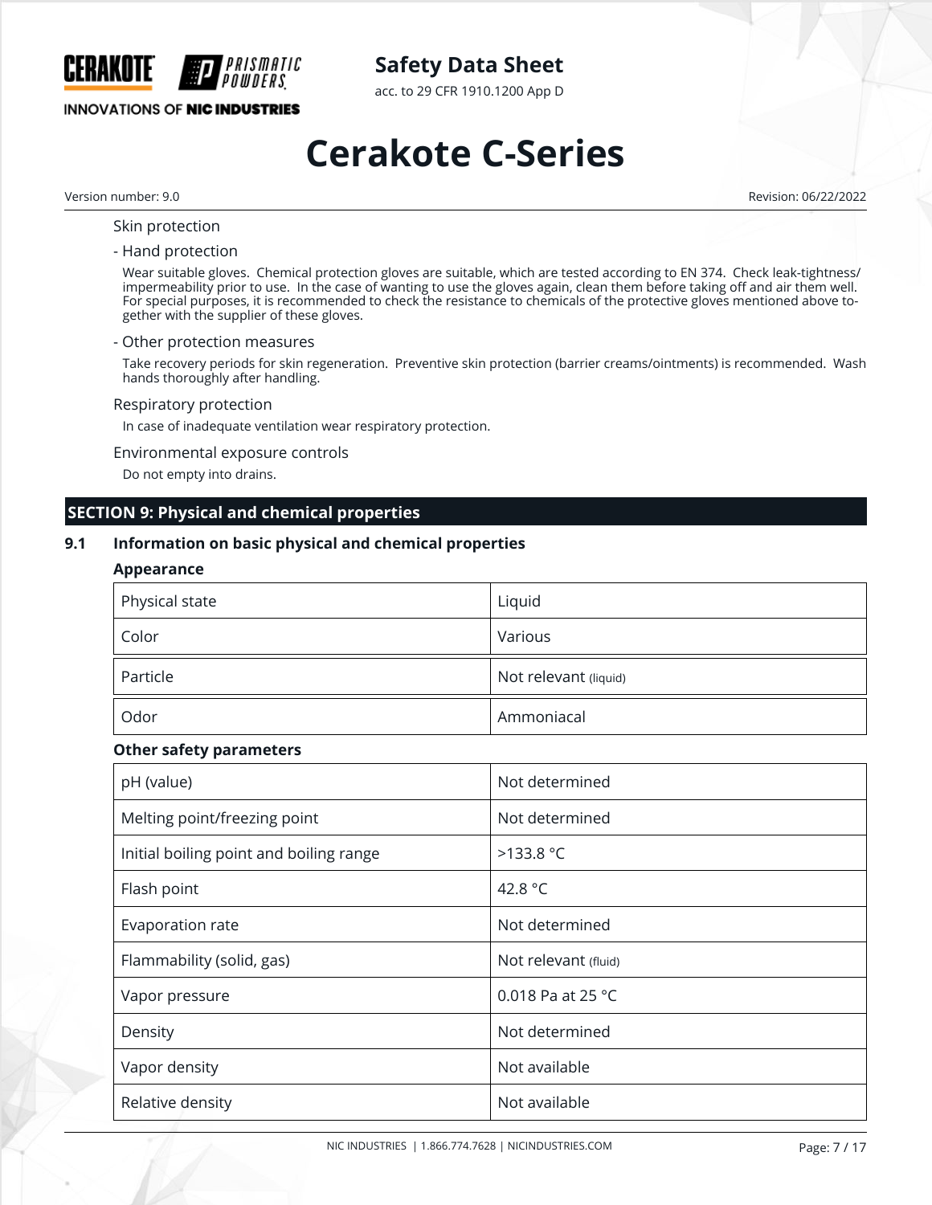Skin protection

- Hand protection

Wear suitable gloves. Chemical protection gloves are suitable, which are tested according to EN 374. Check leak-tightness/ impermeability prior to use. In the case of wanting to use the gloves again, clean them before taking off and air them well. For special purposes, it is recommended to check the resistance to chemicals of the protective gloves mentioned above together with the supplier of these gloves.

- Other protection measures

Take recovery periods for skin regeneration. Preventive skin protection (barrier creams/ointments) is recommended. Wash hands thoroughly after handling.

Respiratory protection

In case of inadequate ventilation wear respiratory protection.

Environmental exposure controls

Do not empty into drains.

## SECTION 9: Physical and chemical properties

### 9.1 Information on basic physical and chemical properties

**Appearance**

| Physical state | Liquid |
|---|---|
| Color | Various |
| Particle | Not relevant (liquid) |
| Odor | Ammoniacal |

**Other safety parameters**

| pH (value) | Not determined |
|---|---|
| Melting point/freezing point | Not determined |
| Initial boiling point and boiling range | >133.8 °C |
| Flash point | 42.8 °C |
| Evaporation rate | Not determined |
| Flammability (solid, gas) | Not relevant (fluid) |
| Vapor pressure | 0.018 Pa at 25 °C |
| Density | Not determined |
| Vapor density | Not available |
| Relative density | Not available |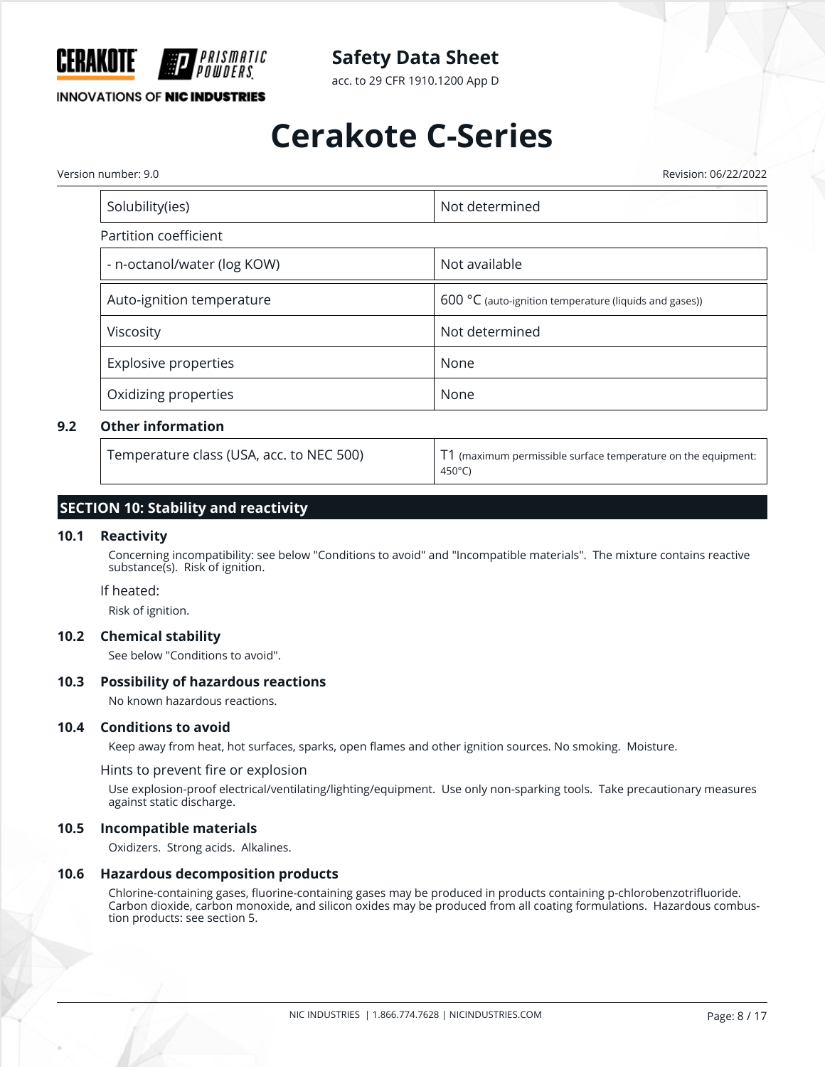| Solubility(ies) | Not determined |
|---|---|
| Partition coefficient | |
| - n-octanol/water (log KOW) | Not available |
| Auto-ignition temperature | 600 °C (auto-ignition temperature (liquids and gases)) |
| Viscosity | Not determined |
| Explosive properties | None |
| Oxidizing properties | None |

### 9.2 Other information

| Temperature class (USA, acc. to NEC 500) | T1 (maximum permissible surface temperature on the equipment: 450°C) |
|---|---|

## SECTION 10: Stability and reactivity

### 10.1 Reactivity

Concerning incompatibility: see below "Conditions to avoid" and "Incompatible materials". The mixture contains reactive substance(s). Risk of ignition.

If heated:

Risk of ignition.

### 10.2 Chemical stability

See below "Conditions to avoid".

### 10.3 Possibility of hazardous reactions

No known hazardous reactions.

### 10.4 Conditions to avoid

Keep away from heat, hot surfaces, sparks, open flames and other ignition sources. No smoking. Moisture.

Hints to prevent fire or explosion

Use explosion-proof electrical/ventilating/lighting/equipment. Use only non-sparking tools. Take precautionary measures against static discharge.

### 10.5 Incompatible materials

Oxidizers. Strong acids. Alkalines.

### 10.6 Hazardous decomposition products

Chlorine-containing gases, fluorine-containing gases may be produced in products containing p-chlorobenzotrifluoride. Carbon dioxide, carbon monoxide, and silicon oxides may be produced from all coating formulations. Hazardous combustion products: see section 5.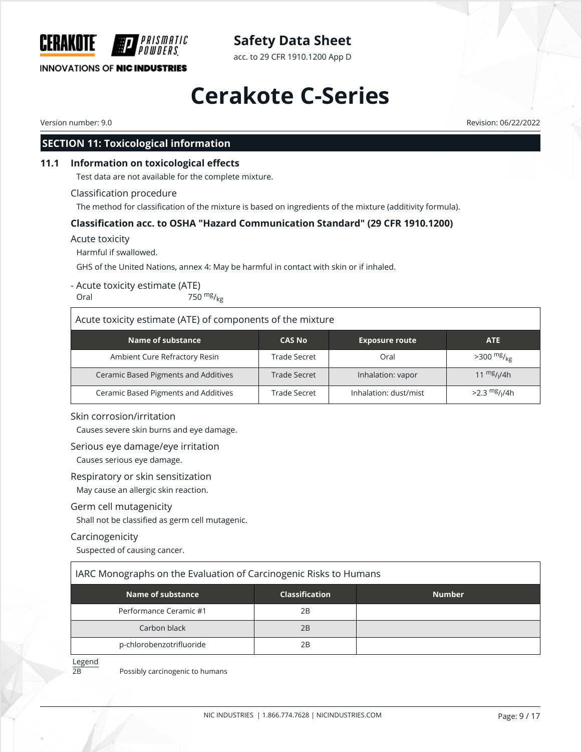# Cerakote C-Series

Version number: 9.0

Revision: 06/22/2022

## SECTION 11: Toxicological information

### 11.1 Information on toxicological effects

Test data are not available for the complete mixture.

**Classification procedure**

The method for classification of the mixture is based on ingredients of the mixture (additivity formula).

#### Classification acc. to OSHA "Hazard Communication Standard" (29 CFR 1910.1200)

**Acute toxicity**

Harmful if swallowed.

GHS of the United Nations, annex 4: May be harmful in contact with skin or if inhaled.

- Acute toxicity estimate (ATE)

Oral 750 mg/kg

**Acute toxicity estimate (ATE) of components of the mixture**

| Name of substance | CAS No | Exposure route | ATE |
|---|---|---|---|
| Ambient Cure Refractory Resin | Trade Secret | Oral | >300 mg/kg |
| Ceramic Based Pigments and Additives | Trade Secret | Inhalation: vapor | 11 mg/l/4h |
| Ceramic Based Pigments and Additives | Trade Secret | Inhalation: dust/mist | >2.3 mg/l/4h |

**Skin corrosion/irritation**

Causes severe skin burns and eye damage.

**Serious eye damage/eye irritation**

Causes serious eye damage.

**Respiratory or skin sensitization**

May cause an allergic skin reaction.

**Germ cell mutagenicity**

Shall not be classified as germ cell mutagenic.

**Carcinogenicity**

Suspected of causing cancer.

**IARC Monographs on the Evaluation of Carcinogenic Risks to Humans**

| Name of substance | Classification | Number |
|---|---|---|
| Performance Ceramic #1 | 2B | |
| Carbon black | 2B | |
| p-chlorobenzotrifluoride | 2B | |

Legend

2B Possibly carcinogenic to humans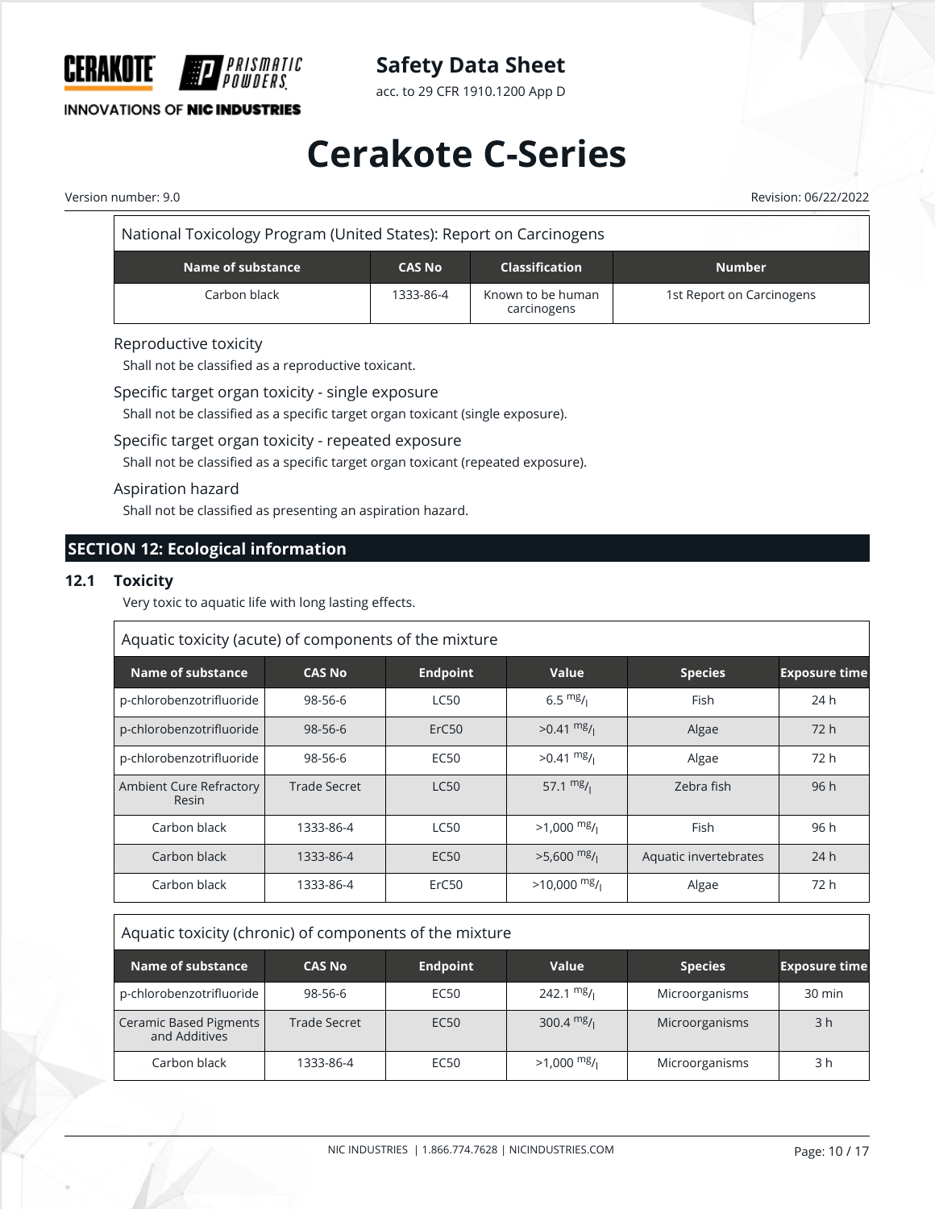| National Toxicology Program (United States): Report on Carcinogens | | | |
|---|---|---|---|
| **Name of substance** | **CAS No** | **Classification** | **Number** |
| Carbon black | 1333-86-4 | Known to be human carcinogens | 1st Report on Carcinogens |

Reproductive toxicity

Shall not be classified as a reproductive toxicant.

Specific target organ toxicity - single exposure

Shall not be classified as a specific target organ toxicant (single exposure).

Specific target organ toxicity - repeated exposure

Shall not be classified as a specific target organ toxicant (repeated exposure).

Aspiration hazard

Shall not be classified as presenting an aspiration hazard.

## SECTION 12: Ecological information

### 12.1 Toxicity

Very toxic to aquatic life with long lasting effects.

| Aquatic toxicity (acute) of components of the mixture | | | | | |
|---|---|---|---|---|---|
| **Name of substance** | **CAS No** | **Endpoint** | **Value** | **Species** | **Exposure time** |
| p-chlorobenzotrifluoride | 98-56-6 | LC50 | 6.5 $^{mg}/_{l}$ | Fish | 24 h |
| p-chlorobenzotrifluoride | 98-56-6 | ErC50 | >0.41 $^{mg}/_{l}$ | Algae | 72 h |
| p-chlorobenzotrifluoride | 98-56-6 | EC50 | >0.41 $^{mg}/_{l}$ | Algae | 72 h |
| Ambient Cure Refractory Resin | Trade Secret | LC50 | 57.1 $^{mg}/_{l}$ | Zebra fish | 96 h |
| Carbon black | 1333-86-4 | LC50 | >1,000 $^{mg}/_{l}$ | Fish | 96 h |
| Carbon black | 1333-86-4 | EC50 | >5,600 $^{mg}/_{l}$ | Aquatic invertebrates | 24 h |
| Carbon black | 1333-86-4 | ErC50 | >10,000 $^{mg}/_{l}$ | Algae | 72 h |

| Aquatic toxicity (chronic) of components of the mixture | | | | | |
|---|---|---|---|---|---|
| **Name of substance** | **CAS No** | **Endpoint** | **Value** | **Species** | **Exposure time** |
| p-chlorobenzotrifluoride | 98-56-6 | EC50 | 242.1 $^{mg}/_{l}$ | Microorganisms | 30 min |
| Ceramic Based Pigments and Additives | Trade Secret | EC50 | 300.4 $^{mg}/_{l}$ | Microorganisms | 3 h |
| Carbon black | 1333-86-4 | EC50 | >1,000 $^{mg}/_{l}$ | Microorganisms | 3 h |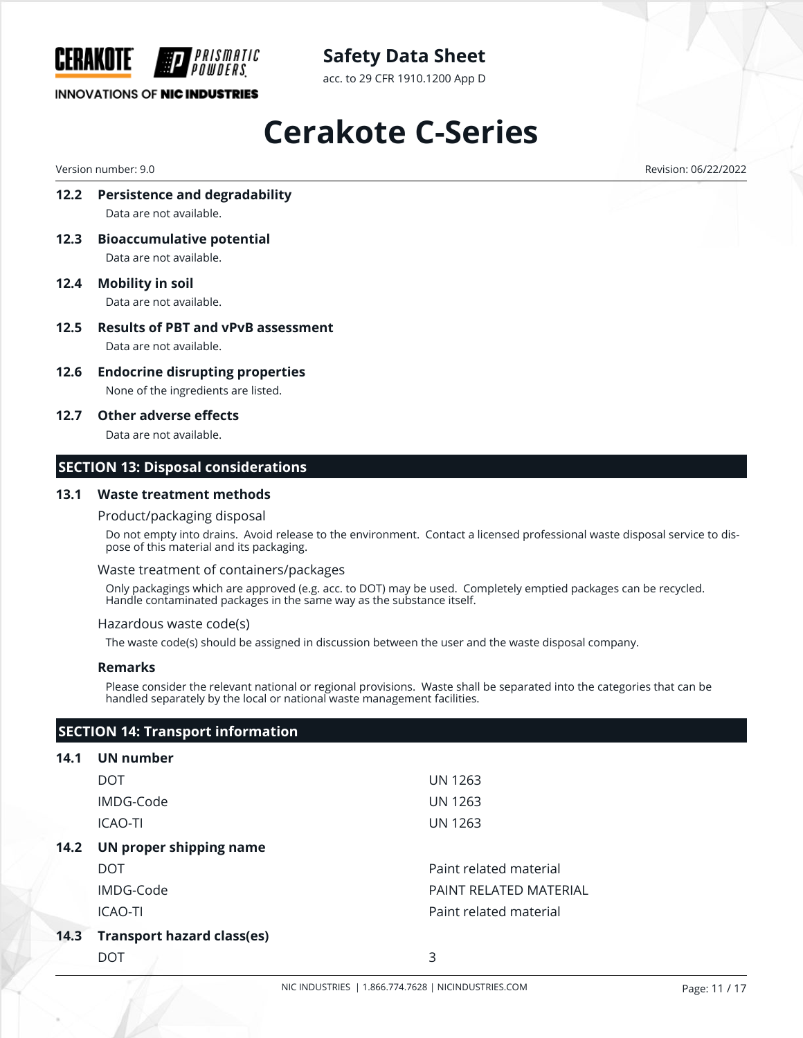### 12.2 Persistence and degradability

Data are not available.

### 12.3 Bioaccumulative potential

Data are not available.

### 12.4 Mobility in soil

Data are not available.

### 12.5 Results of PBT and vPvB assessment

Data are not available.

### 12.6 Endocrine disrupting properties

None of the ingredients are listed.

### 12.7 Other adverse effects

Data are not available.

## SECTION 13: Disposal considerations

### 13.1 Waste treatment methods

Product/packaging disposal

Do not empty into drains. Avoid release to the environment. Contact a licensed professional waste disposal service to dispose of this material and its packaging.

Waste treatment of containers/packages

Only packagings which are approved (e.g. acc. to DOT) may be used. Completely emptied packages can be recycled. Handle contaminated packages in the same way as the substance itself.

Hazardous waste code(s)

The waste code(s) should be assigned in discussion between the user and the waste disposal company.

**Remarks**

Please consider the relevant national or regional provisions. Waste shall be separated into the categories that can be handled separately by the local or national waste management facilities.

## SECTION 14: Transport information

### 14.1 UN number

| | |
|---|---|
| DOT | UN 1263 |
| IMDG-Code | UN 1263 |
| ICAO-TI | UN 1263 |

### 14.2 UN proper shipping name

| | |
|---|---|
| DOT | Paint related material |
| IMDG-Code | PAINT RELATED MATERIAL |
| ICAO-TI | Paint related material |

### 14.3 Transport hazard class(es)

| | |
|---|---|
| DOT | 3 |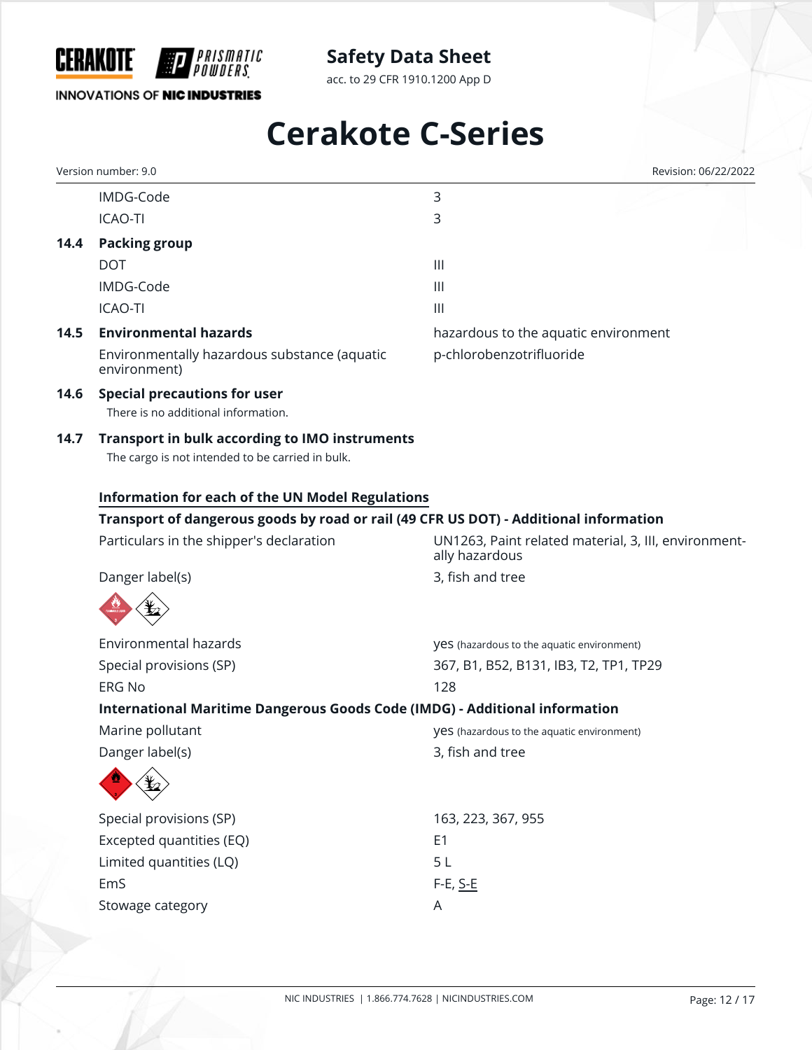| | | |
|---|---|---|
| | IMDG-Code | 3 |
| | ICAO-TI | 3 |
| **14.4** | **Packing group** | |
| | DOT | III |
| | IMDG-Code | III |
| | ICAO-TI | III |
| **14.5** | **Environmental hazards** | hazardous to the aquatic environment |
| | Environmentally hazardous substance (aquatic environment) | p-chlorobenzotrifluoride |

**14.6 Special precautions for user**

There is no additional information.

**14.7 Transport in bulk according to IMO instruments**

The cargo is not intended to be carried in bulk.

**Information for each of the UN Model Regulations**

**Transport of dangerous goods by road or rail (49 CFR US DOT) - Additional information**

| | |
|---|---|
| Particulars in the shipper's declaration | UN1263, Paint related material, 3, III, environmentally hazardous |
| Danger label(s) | 3, fish and tree |
| Environmental hazards | yes (hazardous to the aquatic environment) |
| Special provisions (SP) | 367, B1, B52, B131, IB3, T2, TP1, TP29 |
| ERG No | 128 |

**International Maritime Dangerous Goods Code (IMDG) - Additional information**

| | |
|---|---|
| Marine pollutant | yes (hazardous to the aquatic environment) |
| Danger label(s) | 3, fish and tree |
| Special provisions (SP) | 163, 223, 367, 955 |
| Excepted quantities (EQ) | E1 |
| Limited quantities (LQ) | 5 L |
| EmS | F-E, S-E |
| Stowage category | A |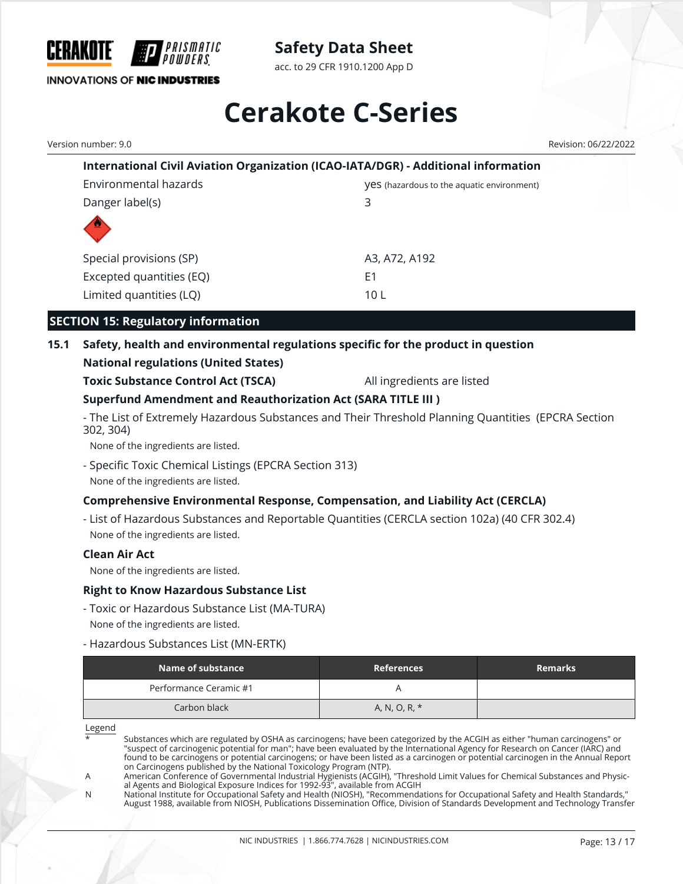**International Civil Aviation Organization (ICAO-IATA/DGR) - Additional information**

| | |
|---|---|
| Environmental hazards | yes (hazardous to the aquatic environment) |
| Danger label(s) | 3 |
| Special provisions (SP) | A3, A72, A192 |
| Excepted quantities (EQ) | E1 |
| Limited quantities (LQ) | 10 L |

## SECTION 15: Regulatory information

### 15.1 Safety, health and environmental regulations specific for the product in question

**National regulations (United States)**

**Toxic Substance Control Act (TSCA)** All ingredients are listed

**Superfund Amendment and Reauthorization Act (SARA TITLE III )**

- The List of Extremely Hazardous Substances and Their Threshold Planning Quantities (EPCRA Section 302, 304)

  None of the ingredients are listed.

- Specific Toxic Chemical Listings (EPCRA Section 313)

  None of the ingredients are listed.

**Comprehensive Environmental Response, Compensation, and Liability Act (CERCLA)**

- List of Hazardous Substances and Reportable Quantities (CERCLA section 102a) (40 CFR 302.4)

  None of the ingredients are listed.

**Clean Air Act**

None of the ingredients are listed.

**Right to Know Hazardous Substance List**

- Toxic or Hazardous Substance List (MA-TURA)

  None of the ingredients are listed.

- Hazardous Substances List (MN-ERTK)

| Name of substance | References | Remarks |
|---|---|---|
| Performance Ceramic #1 | A | |
| Carbon black | A, N, O, R, * | |

Legend

- \* Substances which are regulated by OSHA as carcinogens; have been categorized by the ACGIH as either "human carcinogens" or "suspect of carcinogenic potential for man"; have been evaluated by the International Agency for Research on Cancer (IARC) and found to be carcinogens or potential carcinogens; or have been listed as a carcinogen or potential carcinogen in the Annual Report on Carcinogens published by the National Toxicology Program (NTP).
- A American Conference of Governmental Industrial Hygienists (ACGIH), "Threshold Limit Values for Chemical Substances and Physical Agents and Biological Exposure Indices for 1992-93", available from ACGIH
- N National Institute for Occupational Safety and Health (NIOSH), "Recommendations for Occupational Safety and Health Standards," August 1988, available from NIOSH, Publications Dissemination Office, Division of Standards Development and Technology Transfer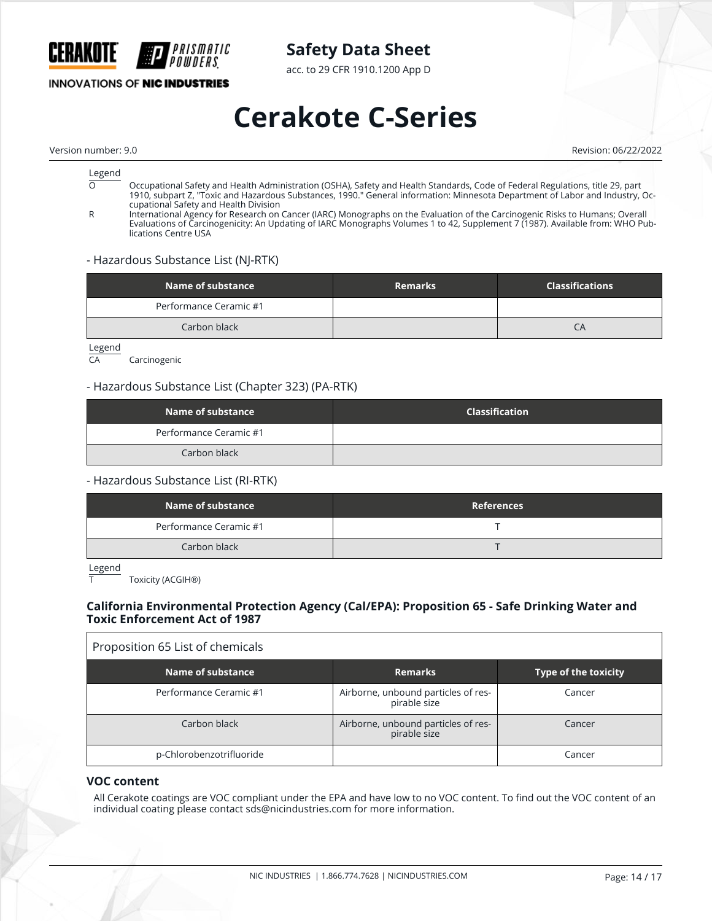Legend

| | |
|---|---|
| O | Occupational Safety and Health Administration (OSHA), Safety and Health Standards, Code of Federal Regulations, title 29, part 1910, subpart Z, "Toxic and Hazardous Substances, 1990." General information: Minnesota Department of Labor and Industry, Occupational Safety and Health Division |
| R | International Agency for Research on Cancer (IARC) Monographs on the Evaluation of the Carcinogenic Risks to Humans; Overall Evaluations of Carcinogenicity: An Updating of IARC Monographs Volumes 1 to 42, Supplement 7 (1987). Available from: WHO Publications Centre USA |

- Hazardous Substance List (NJ-RTK)

| Name of substance | Remarks | Classifications |
|---|---|---|
| Performance Ceramic #1 | | |
| Carbon black | | CA |

Legend

| | |
|---|---|
| CA | Carcinogenic |

- Hazardous Substance List (Chapter 323) (PA-RTK)

| Name of substance | Classification |
|---|---|
| Performance Ceramic #1 | |
| Carbon black | |

- Hazardous Substance List (RI-RTK)

| Name of substance | References |
|---|---|
| Performance Ceramic #1 | T |
| Carbon black | T |

Legend

| | |
|---|---|
| T | Toxicity (ACGIH®) |

**California Environmental Protection Agency (Cal/EPA): Proposition 65 - Safe Drinking Water and Toxic Enforcement Act of 1987**

Proposition 65 List of chemicals

| Name of substance | Remarks | Type of the toxicity |
|---|---|---|
| Performance Ceramic #1 | Airborne, unbound particles of respirable size | Cancer |
| Carbon black | Airborne, unbound particles of respirable size | Cancer |
| p-Chlorobenzotrifluoride | | Cancer |

### VOC content

All Cerakote coatings are VOC compliant under the EPA and have low to no VOC content. To find out the VOC content of an individual coating please contact sds@nicindustries.com for more information.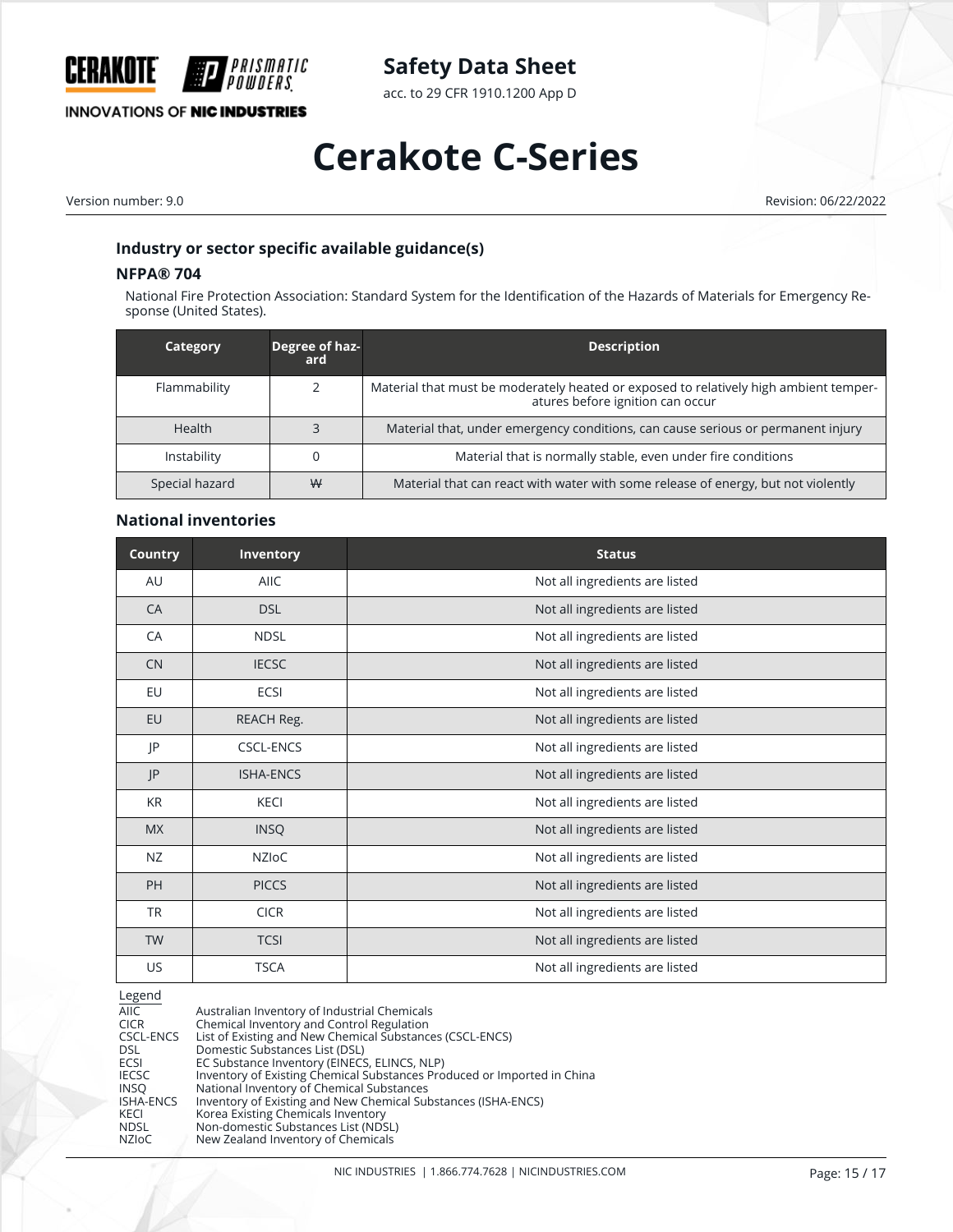### Industry or sector specific available guidance(s)

#### NFPA® 704

National Fire Protection Association: Standard System for the Identification of the Hazards of Materials for Emergency Response (United States).

| Category | Degree of hazard | Description |
|---|---|---|
| Flammability | 2 | Material that must be moderately heated or exposed to relatively high ambient temperatures before ignition can occur |
| Health | 3 | Material that, under emergency conditions, can cause serious or permanent injury |
| Instability | 0 | Material that is normally stable, even under fire conditions |
| Special hazard | ~~W~~ | Material that can react with water with some release of energy, but not violently |

### National inventories

| Country | Inventory | Status |
|---|---|---|
| AU | AIIC | Not all ingredients are listed |
| CA | DSL | Not all ingredients are listed |
| CA | NDSL | Not all ingredients are listed |
| CN | IECSC | Not all ingredients are listed |
| EU | ECSI | Not all ingredients are listed |
| EU | REACH Reg. | Not all ingredients are listed |
| JP | CSCL-ENCS | Not all ingredients are listed |
| JP | ISHA-ENCS | Not all ingredients are listed |
| KR | KECI | Not all ingredients are listed |
| MX | INSQ | Not all ingredients are listed |
| NZ | NZIoC | Not all ingredients are listed |
| PH | PICCS | Not all ingredients are listed |
| TR | CICR | Not all ingredients are listed |
| TW | TCSI | Not all ingredients are listed |
| US | TSCA | Not all ingredients are listed |

Legend

| | |
|---|---|
| AIIC | Australian Inventory of Industrial Chemicals |
| CICR | Chemical Inventory and Control Regulation |
| CSCL-ENCS | List of Existing and New Chemical Substances (CSCL-ENCS) |
| DSL | Domestic Substances List (DSL) |
| ECSI | EC Substance Inventory (EINECS, ELINCS, NLP) |
| IECSC | Inventory of Existing Chemical Substances Produced or Imported in China |
| INSQ | National Inventory of Chemical Substances |
| ISHA-ENCS | Inventory of Existing and New Chemical Substances (ISHA-ENCS) |
| KECI | Korea Existing Chemicals Inventory |
| NDSL | Non-domestic Substances List (NDSL) |
| NZIoC | New Zealand Inventory of Chemicals |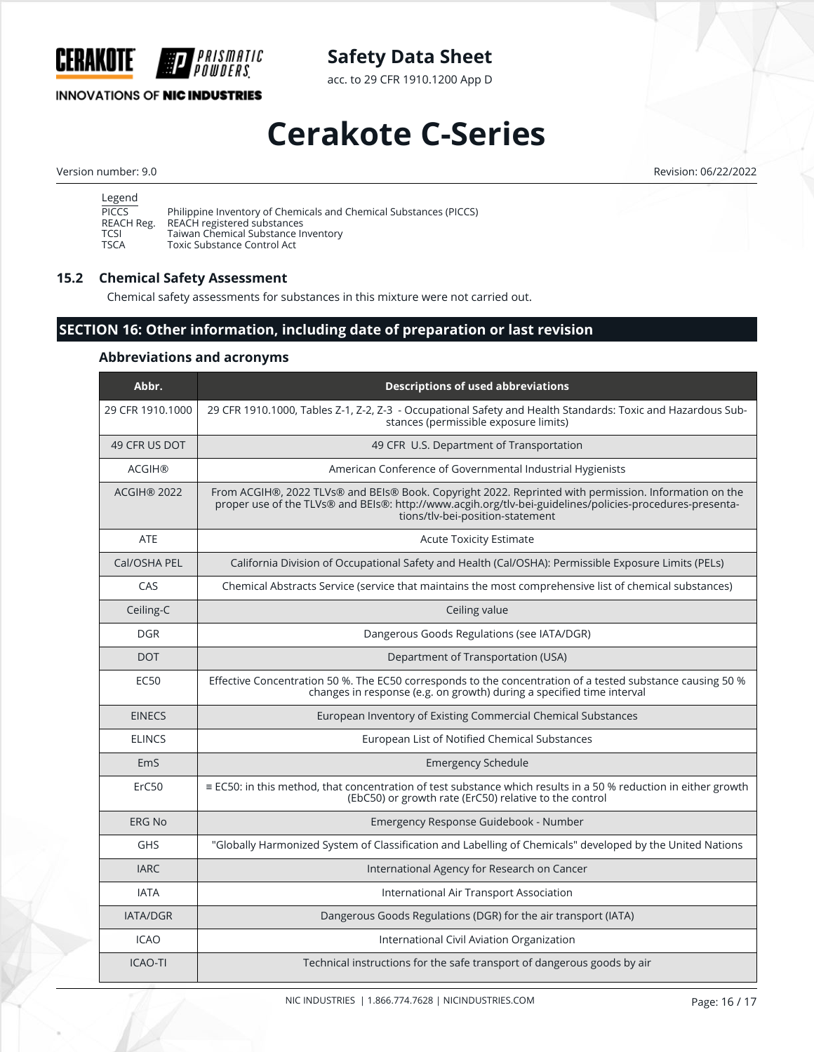Legend

| | |
|---|---|
| PICCS | Philippine Inventory of Chemicals and Chemical Substances (PICCS) |
| REACH Reg. | REACH registered substances |
| TCSI | Taiwan Chemical Substance Inventory |
| TSCA | Toxic Substance Control Act |

### 15.2 Chemical Safety Assessment

Chemical safety assessments for substances in this mixture were not carried out.

## SECTION 16: Other information, including date of preparation or last revision

### Abbreviations and acronyms

| Abbr. | Descriptions of used abbreviations |
|---|---|
| 29 CFR 1910.1000 | 29 CFR 1910.1000, Tables Z-1, Z-2, Z-3 - Occupational Safety and Health Standards: Toxic and Hazardous Substances (permissible exposure limits) |
| 49 CFR US DOT | 49 CFR U.S. Department of Transportation |
| ACGIH® | American Conference of Governmental Industrial Hygienists |
| ACGIH® 2022 | From ACGIH®, 2022 TLVs® and BEIs® Book. Copyright 2022. Reprinted with permission. Information on the proper use of the TLVs® and BEIs®: http://www.acgih.org/tlv-bei-guidelines/policies-procedures-presentations/tlv-bei-position-statement |
| ATE | Acute Toxicity Estimate |
| Cal/OSHA PEL | California Division of Occupational Safety and Health (Cal/OSHA): Permissible Exposure Limits (PELs) |
| CAS | Chemical Abstracts Service (service that maintains the most comprehensive list of chemical substances) |
| Ceiling-C | Ceiling value |
| DGR | Dangerous Goods Regulations (see IATA/DGR) |
| DOT | Department of Transportation (USA) |
| EC50 | Effective Concentration 50 %. The EC50 corresponds to the concentration of a tested substance causing 50 % changes in response (e.g. on growth) during a specified time interval |
| EINECS | European Inventory of Existing Commercial Chemical Substances |
| ELINCS | European List of Notified Chemical Substances |
| EmS | Emergency Schedule |
| ErC50 | ≡ EC50: in this method, that concentration of test substance which results in a 50 % reduction in either growth (EbC50) or growth rate (ErC50) relative to the control |
| ERG No | Emergency Response Guidebook - Number |
| GHS | "Globally Harmonized System of Classification and Labelling of Chemicals" developed by the United Nations |
| IARC | International Agency for Research on Cancer |
| IATA | International Air Transport Association |
| IATA/DGR | Dangerous Goods Regulations (DGR) for the air transport (IATA) |
| ICAO | International Civil Aviation Organization |
| ICAO-TI | Technical instructions for the safe transport of dangerous goods by air |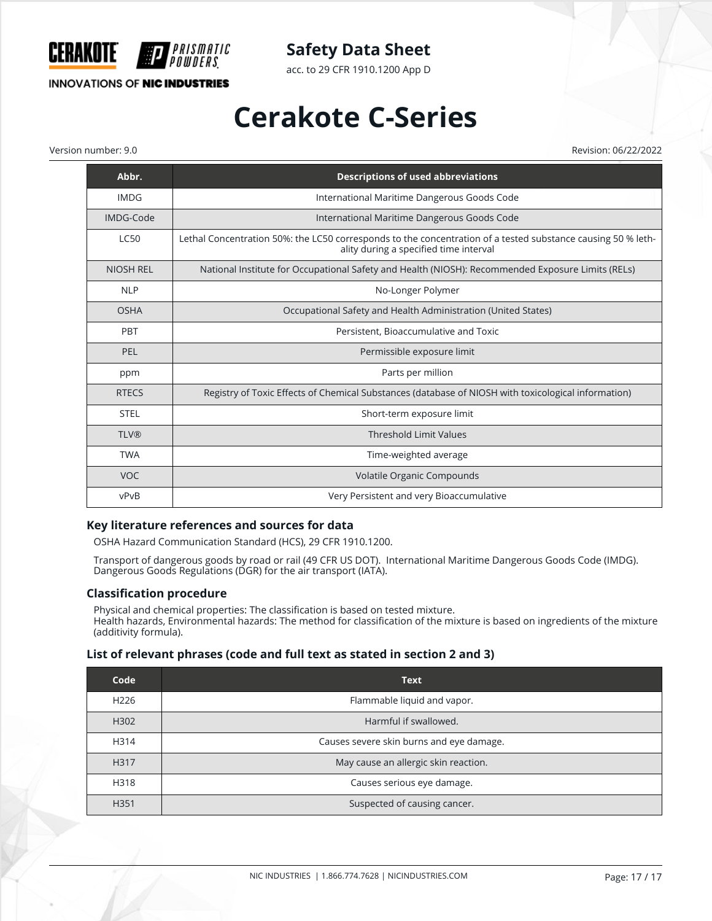| Abbr. | Descriptions of used abbreviations |
|---|---|
| IMDG | International Maritime Dangerous Goods Code |
| IMDG-Code | International Maritime Dangerous Goods Code |
| LC50 | Lethal Concentration 50%: the LC50 corresponds to the concentration of a tested substance causing 50 % lethality during a specified time interval |
| NIOSH REL | National Institute for Occupational Safety and Health (NIOSH): Recommended Exposure Limits (RELs) |
| NLP | No-Longer Polymer |
| OSHA | Occupational Safety and Health Administration (United States) |
| PBT | Persistent, Bioaccumulative and Toxic |
| PEL | Permissible exposure limit |
| ppm | Parts per million |
| RTECS | Registry of Toxic Effects of Chemical Substances (database of NIOSH with toxicological information) |
| STEL | Short-term exposure limit |
| TLV® | Threshold Limit Values |
| TWA | Time-weighted average |
| VOC | Volatile Organic Compounds |
| vPvB | Very Persistent and very Bioaccumulative |

### Key literature references and sources for data

OSHA Hazard Communication Standard (HCS), 29 CFR 1910.1200.

Transport of dangerous goods by road or rail (49 CFR US DOT). International Maritime Dangerous Goods Code (IMDG). Dangerous Goods Regulations (DGR) for the air transport (IATA).

### Classification procedure

Physical and chemical properties: The classification is based on tested mixture.
Health hazards, Environmental hazards: The method for classification of the mixture is based on ingredients of the mixture (additivity formula).

### List of relevant phrases (code and full text as stated in section 2 and 3)

| Code | Text |
|---|---|
| H226 | Flammable liquid and vapor. |
| H302 | Harmful if swallowed. |
| H314 | Causes severe skin burns and eye damage. |
| H317 | May cause an allergic skin reaction. |
| H318 | Causes serious eye damage. |
| H351 | Suspected of causing cancer. |